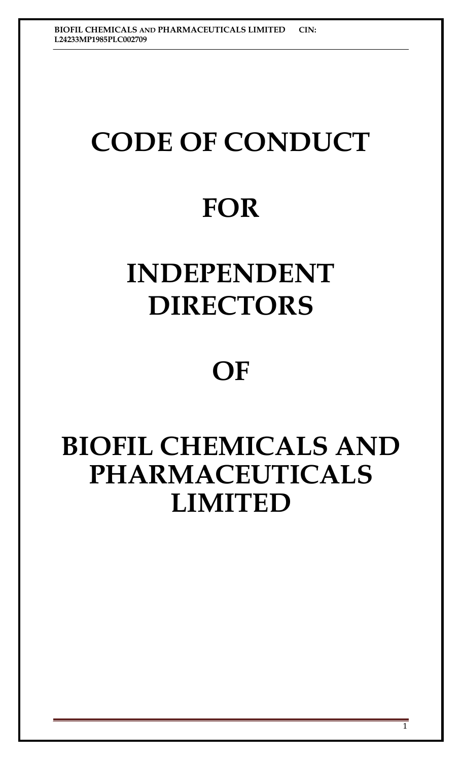# CODE OF CONDUCT

# FOR

# INDEPENDENT DIRECTORS

# OF

# BIOFIL CHEMICALS AND PHARMACEUTICALS LIMITED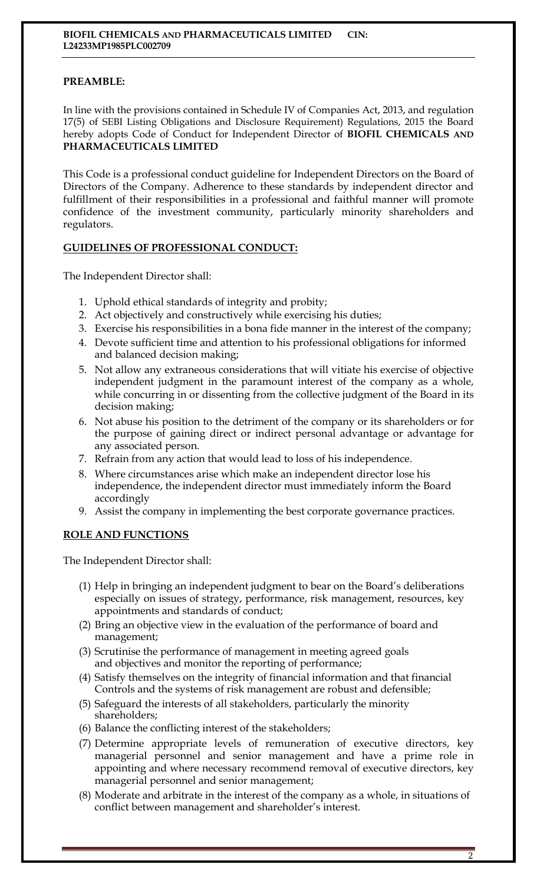## PREAMBLE:

In line with the provisions contained in Schedule IV of Companies Act, 2013, and regulation 17(5) of SEBI Listing Obligations and Disclosure Requirement) Regulations, 2015 the Board hereby adopts Code of Conduct for Independent Director of **BIOFIL CHEMICALS AND PHARMACEUTICALS LIMITED**

This Code is a professional conduct guideline for Independent Directors on the Board of Directors of the Company. Adherence to these standards by independent director and fulfillment of their responsibilities in a professional and faithful manner will promote confidence of the investment community, particularly minority shareholders and regulators.

## GUIDELINES OF PROFESSIONAL CONDUCT:

The Independent Director shall:

1. Uphold ethical standards of integrity and probity;
2. Act objectively and constructively while exercising his duties;
3. Exercise his responsibilities in a bona fide manner in the interest of the company;
4. Devote sufficient time and attention to his professional obligations for informed and balanced decision making;
5. Not allow any extraneous considerations that will vitiate his exercise of objective independent judgment in the paramount interest of the company as a whole, while concurring in or dissenting from the collective judgment of the Board in its decision making;
6. Not abuse his position to the detriment of the company or its shareholders or for the purpose of gaining direct or indirect personal advantage or advantage for any associated person.
7. Refrain from any action that would lead to loss of his independence.
8. Where circumstances arise which make an independent director lose his independence, the independent director must immediately inform the Board accordingly
9. Assist the company in implementing the best corporate governance practices.

## ROLE AND FUNCTIONS

The Independent Director shall:

(1) Help in bringing an independent judgment to bear on the Board's deliberations especially on issues of strategy, performance, risk management, resources, key appointments and standards of conduct;

(2) Bring an objective view in the evaluation of the performance of board and management;

(3) Scrutinise the performance of management in meeting agreed goals and objectives and monitor the reporting of performance;

(4) Satisfy themselves on the integrity of financial information and that financial Controls and the systems of risk management are robust and defensible;

(5) Safeguard the interests of all stakeholders, particularly the minority shareholders;

(6) Balance the conflicting interest of the stakeholders;

(7) Determine appropriate levels of remuneration of executive directors, key managerial personnel and senior management and have a prime role in appointing and where necessary recommend removal of executive directors, key managerial personnel and senior management;

(8) Moderate and arbitrate in the interest of the company as a whole, in situations of conflict between management and shareholder's interest.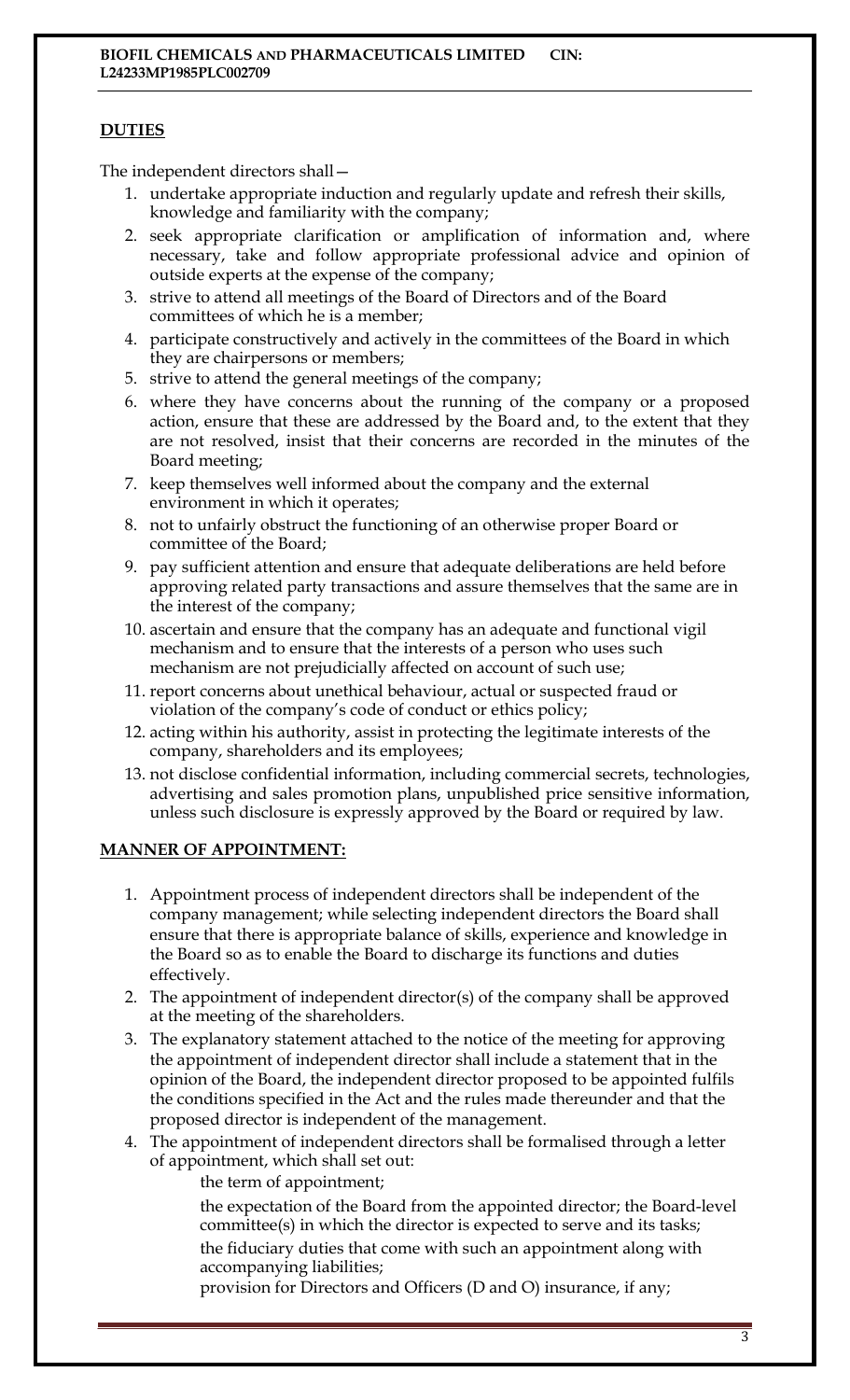## DUTIES

The independent directors shall—

1. undertake appropriate induction and regularly update and refresh their skills, knowledge and familiarity with the company;
2. seek appropriate clarification or amplification of information and, where necessary, take and follow appropriate professional advice and opinion of outside experts at the expense of the company;
3. strive to attend all meetings of the Board of Directors and of the Board committees of which he is a member;
4. participate constructively and actively in the committees of the Board in which they are chairpersons or members;
5. strive to attend the general meetings of the company;
6. where they have concerns about the running of the company or a proposed action, ensure that these are addressed by the Board and, to the extent that they are not resolved, insist that their concerns are recorded in the minutes of the Board meeting;
7. keep themselves well informed about the company and the external environment in which it operates;
8. not to unfairly obstruct the functioning of an otherwise proper Board or committee of the Board;
9. pay sufficient attention and ensure that adequate deliberations are held before approving related party transactions and assure themselves that the same are in the interest of the company;
10. ascertain and ensure that the company has an adequate and functional vigil mechanism and to ensure that the interests of a person who uses such mechanism are not prejudicially affected on account of such use;
11. report concerns about unethical behaviour, actual or suspected fraud or violation of the company's code of conduct or ethics policy;
12. acting within his authority, assist in protecting the legitimate interests of the company, shareholders and its employees;
13. not disclose confidential information, including commercial secrets, technologies, advertising and sales promotion plans, unpublished price sensitive information, unless such disclosure is expressly approved by the Board or required by law.

## MANNER OF APPOINTMENT:

1. Appointment process of independent directors shall be independent of the company management; while selecting independent directors the Board shall ensure that there is appropriate balance of skills, experience and knowledge in the Board so as to enable the Board to discharge its functions and duties effectively.
2. The appointment of independent director(s) of the company shall be approved at the meeting of the shareholders.
3. The explanatory statement attached to the notice of the meeting for approving the appointment of independent director shall include a statement that in the opinion of the Board, the independent director proposed to be appointed fulfils the conditions specified in the Act and the rules made thereunder and that the proposed director is independent of the management.
4. The appointment of independent directors shall be formalised through a letter of appointment, which shall set out:
   - the term of appointment;
   - the expectation of the Board from the appointed director; the Board-level committee(s) in which the director is expected to serve and its tasks;
   - the fiduciary duties that come with such an appointment along with accompanying liabilities;
   - provision for Directors and Officers (D and O) insurance, if any;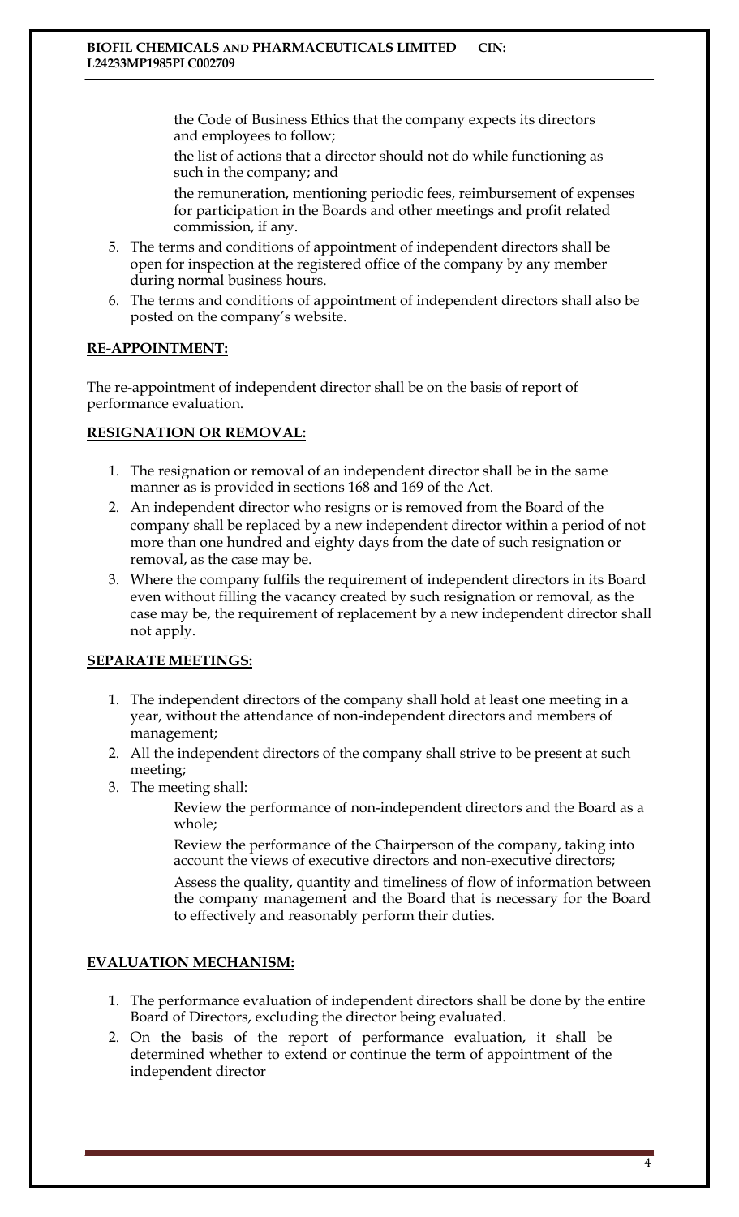- the Code of Business Ethics that the company expects its directors and employees to follow;
- the list of actions that a director should not do while functioning as such in the company; and
- the remuneration, mentioning periodic fees, reimbursement of expenses for participation in the Boards and other meetings and profit related commission, if any.

5. The terms and conditions of appointment of independent directors shall be open for inspection at the registered office of the company by any member during normal business hours.
6. The terms and conditions of appointment of independent directors shall also be posted on the company's website.

**RE-APPOINTMENT:**

The re-appointment of independent director shall be on the basis of report of performance evaluation.

**RESIGNATION OR REMOVAL:**

1. The resignation or removal of an independent director shall be in the same manner as is provided in sections 168 and 169 of the Act.
2. An independent director who resigns or is removed from the Board of the company shall be replaced by a new independent director within a period of not more than one hundred and eighty days from the date of such resignation or removal, as the case may be.
3. Where the company fulfils the requirement of independent directors in its Board even without filling the vacancy created by such resignation or removal, as the case may be, the requirement of replacement by a new independent director shall not apply.

**SEPARATE MEETINGS:**

1. The independent directors of the company shall hold at least one meeting in a year, without the attendance of non-independent directors and members of management;
2. All the independent directors of the company shall strive to be present at such meeting;
3. The meeting shall:
   - Review the performance of non-independent directors and the Board as a whole;
   - Review the performance of the Chairperson of the company, taking into account the views of executive directors and non-executive directors;
   - Assess the quality, quantity and timeliness of flow of information between the company management and the Board that is necessary for the Board to effectively and reasonably perform their duties.

**EVALUATION MECHANISM:**

1. The performance evaluation of independent directors shall be done by the entire Board of Directors, excluding the director being evaluated.
2. On the basis of the report of performance evaluation, it shall be determined whether to extend or continue the term of appointment of the independent director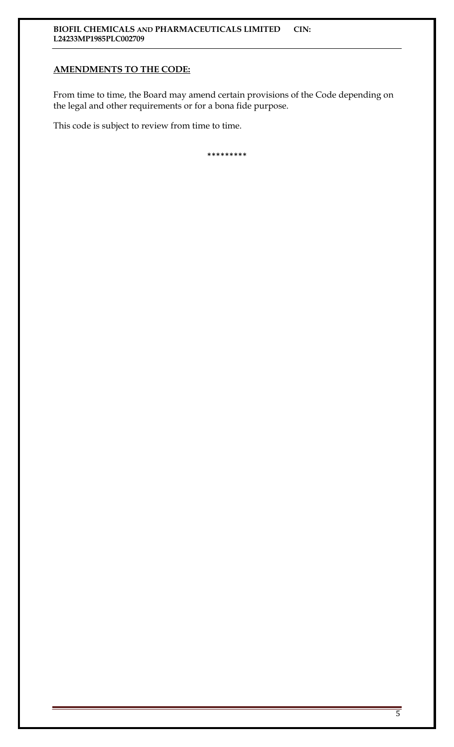## AMENDMENTS TO THE CODE:

From time to time, the Board may amend certain provisions of the Code depending on the legal and other requirements or for a bona fide purpose.

This code is subject to review from time to time.

*********